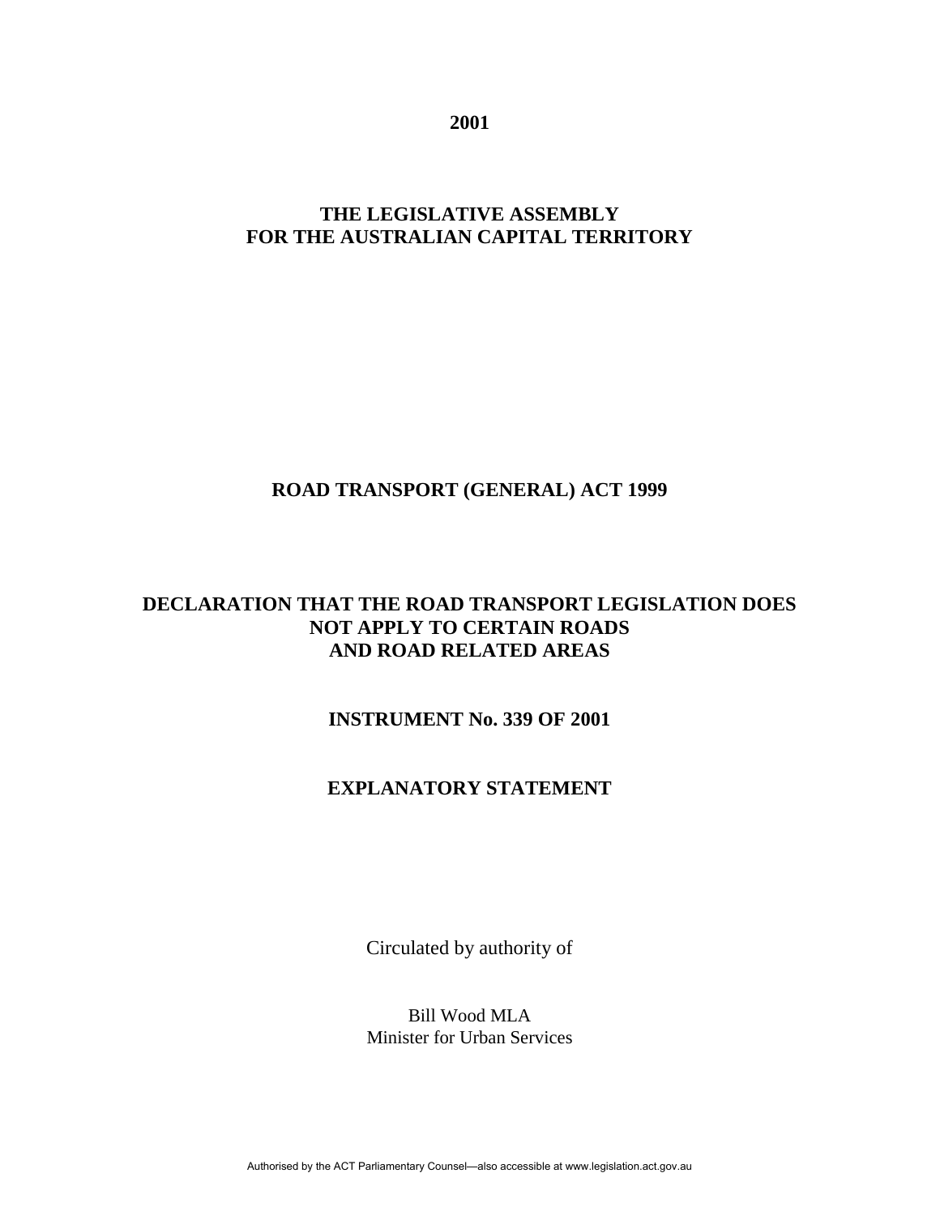**2001**

**THE LEGISLATIVE ASSEMBLY**
**FOR THE AUSTRALIAN CAPITAL TERRITORY**

**ROAD TRANSPORT (GENERAL) ACT 1999**

**DECLARATION THAT THE ROAD TRANSPORT LEGISLATION DOES NOT APPLY TO CERTAIN ROADS AND ROAD RELATED AREAS**

**INSTRUMENT No. 339 OF 2001**

**EXPLANATORY STATEMENT**

Circulated by authority of

Bill Wood MLA
Minister for Urban Services

Authorised by the ACT Parliamentary Counsel—also accessible at www.legislation.act.gov.au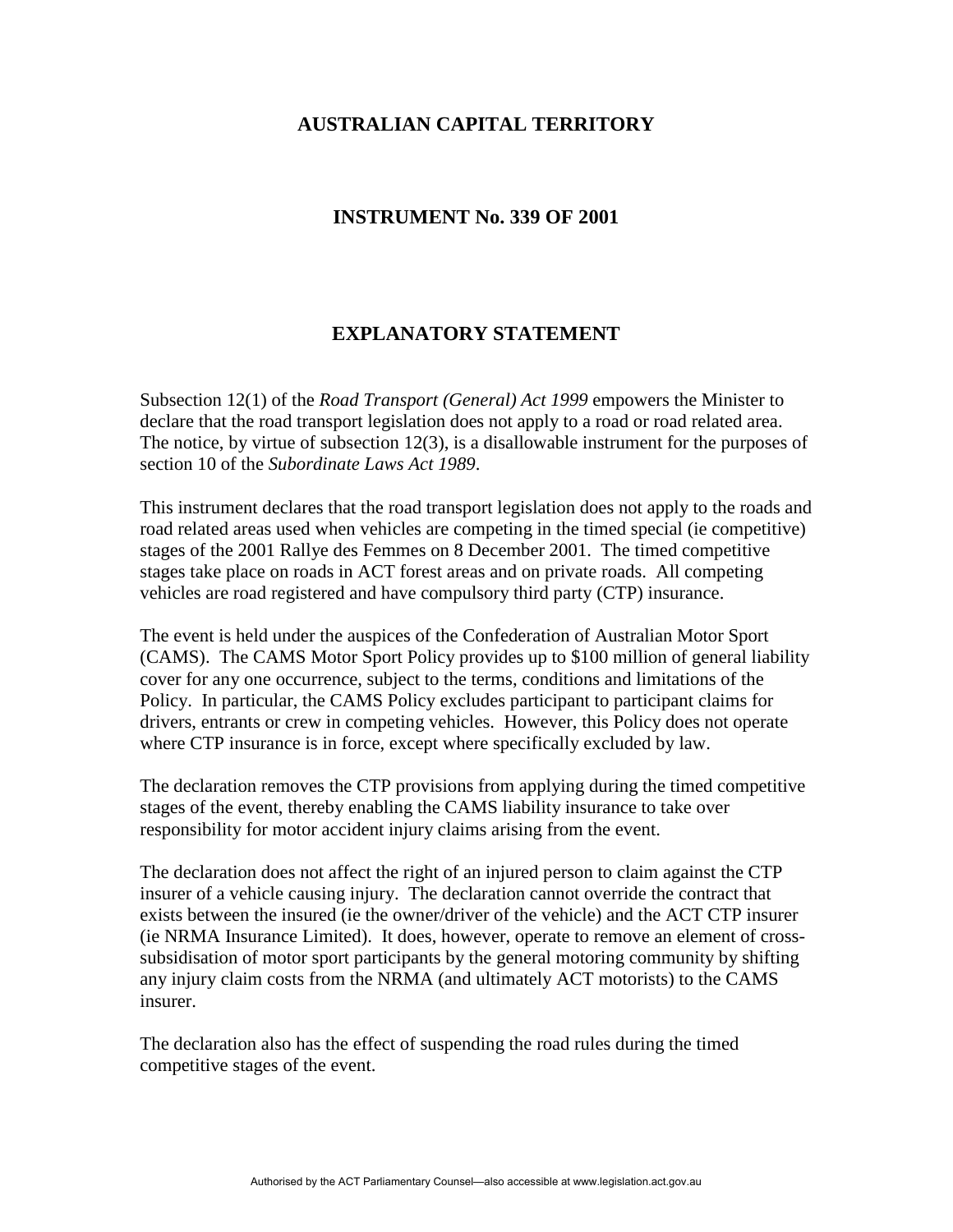# AUSTRALIAN CAPITAL TERRITORY

## INSTRUMENT No. 339 OF 2001

## EXPLANATORY STATEMENT

Subsection 12(1) of the *Road Transport (General) Act 1999* empowers the Minister to declare that the road transport legislation does not apply to a road or road related area. The notice, by virtue of subsection 12(3), is a disallowable instrument for the purposes of section 10 of the *Subordinate Laws Act 1989*.

This instrument declares that the road transport legislation does not apply to the roads and road related areas used when vehicles are competing in the timed special (ie competitive) stages of the 2001 Rallye des Femmes on 8 December 2001. The timed competitive stages take place on roads in ACT forest areas and on private roads. All competing vehicles are road registered and have compulsory third party (CTP) insurance.

The event is held under the auspices of the Confederation of Australian Motor Sport (CAMS). The CAMS Motor Sport Policy provides up to $100 million of general liability cover for any one occurrence, subject to the terms, conditions and limitations of the Policy. In particular, the CAMS Policy excludes participant to participant claims for drivers, entrants or crew in competing vehicles. However, this Policy does not operate where CTP insurance is in force, except where specifically excluded by law.

The declaration removes the CTP provisions from applying during the timed competitive stages of the event, thereby enabling the CAMS liability insurance to take over responsibility for motor accident injury claims arising from the event.

The declaration does not affect the right of an injured person to claim against the CTP insurer of a vehicle causing injury. The declaration cannot override the contract that exists between the insured (ie the owner/driver of the vehicle) and the ACT CTP insurer (ie NRMA Insurance Limited). It does, however, operate to remove an element of cross-subsidisation of motor sport participants by the general motoring community by shifting any injury claim costs from the NRMA (and ultimately ACT motorists) to the CAMS insurer.

The declaration also has the effect of suspending the road rules during the timed competitive stages of the event.